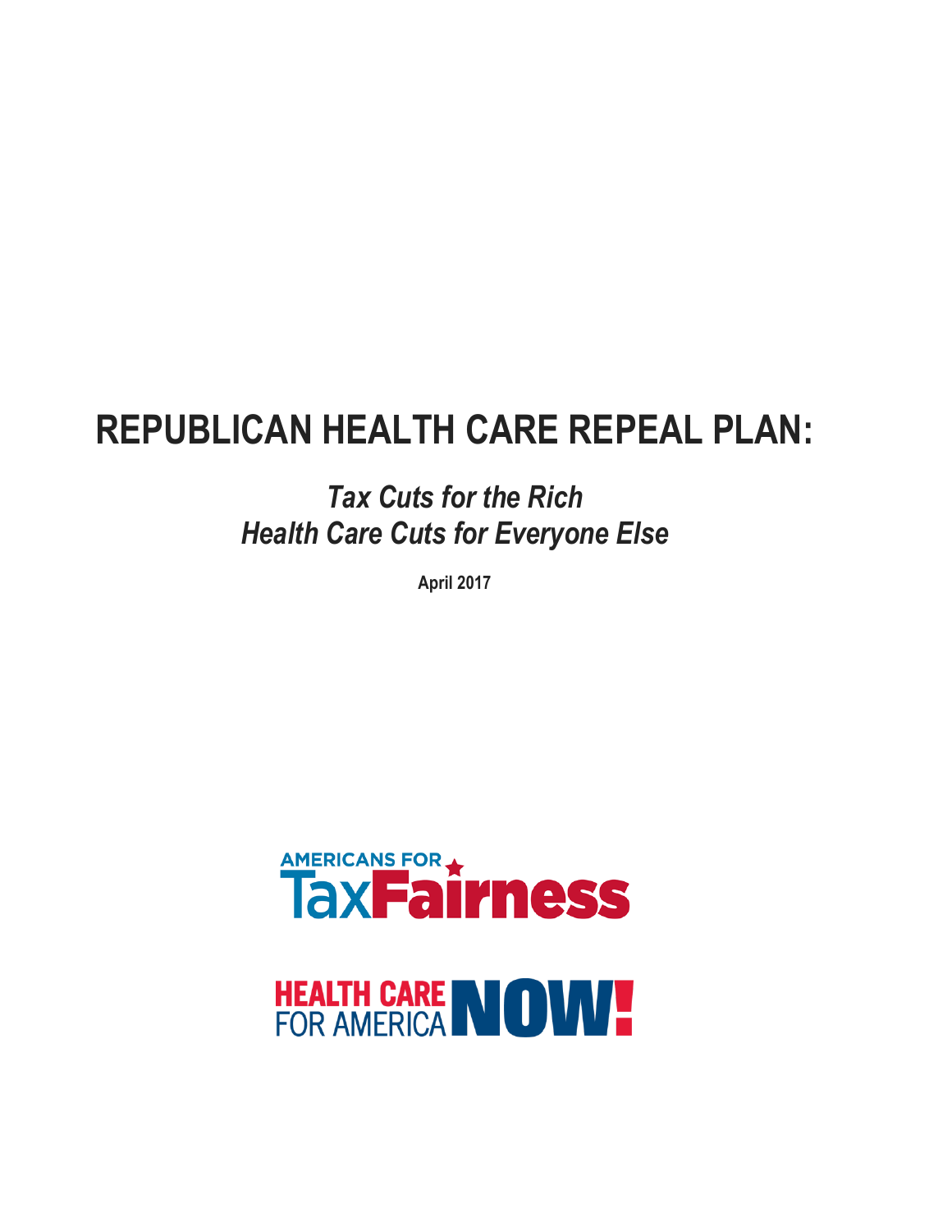# REPUBLICAN HEALTH CARE REPEAL PLAN:

## *Tax Cuts for the Rich*
## *Health Care Cuts for Everyone Else*

**April 2017**

AMERICANS FOR TaxFairness

HEALTH CARE FOR AMERICA NOW!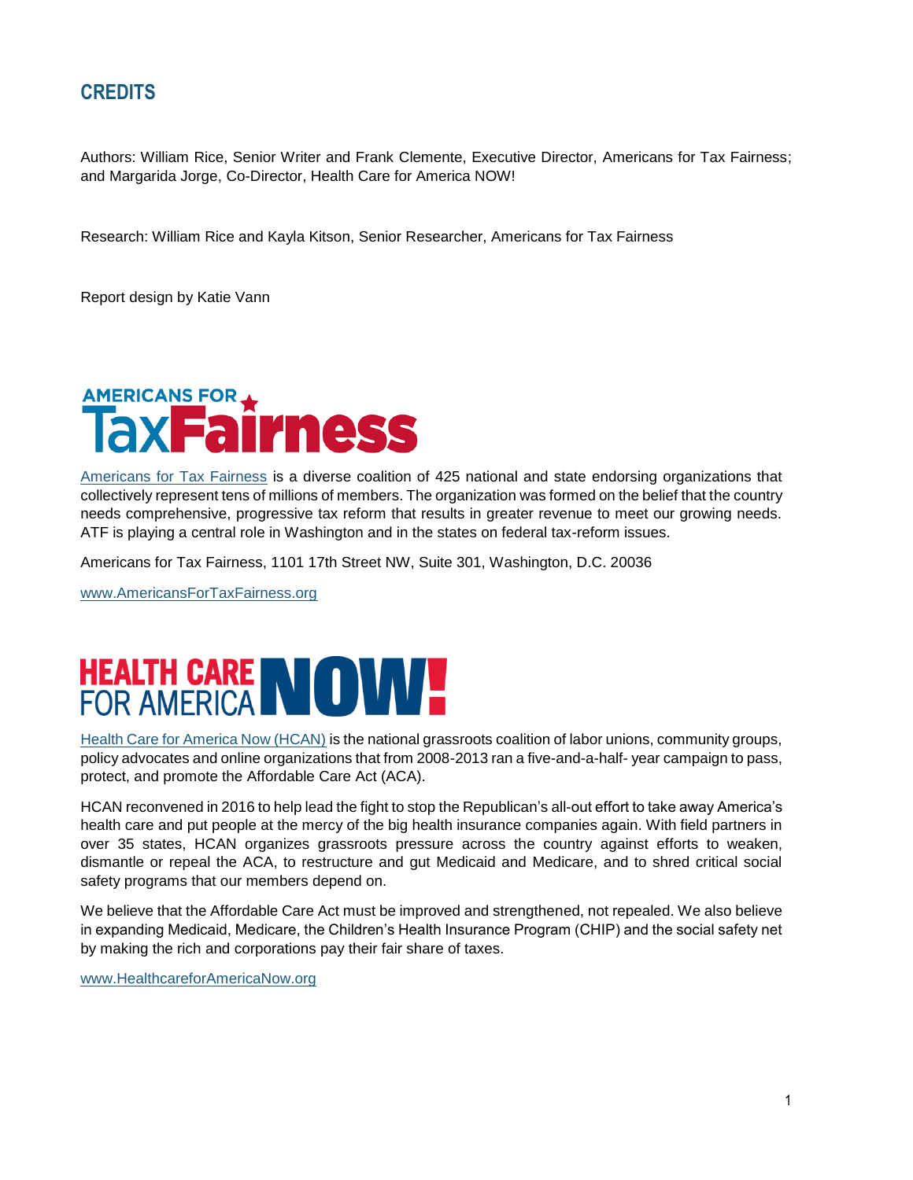## CREDITS

Authors: William Rice, Senior Writer and Frank Clemente, Executive Director, Americans for Tax Fairness; and Margarida Jorge, Co-Director, Health Care for America NOW!

Research: William Rice and Kayla Kitson, Senior Researcher, Americans for Tax Fairness

Report design by Katie Vann

AMERICANS FOR TaxFairness

Americans for Tax Fairness is a diverse coalition of 425 national and state endorsing organizations that collectively represent tens of millions of members. The organization was formed on the belief that the country needs comprehensive, progressive tax reform that results in greater revenue to meet our growing needs. ATF is playing a central role in Washington and in the states on federal tax-reform issues.

Americans for Tax Fairness, 1101 17th Street NW, Suite 301, Washington, D.C. 20036

www.AmericansForTaxFairness.org

HEALTH CARE FOR AMERICA NOW!

Health Care for America Now (HCAN) is the national grassroots coalition of labor unions, community groups, policy advocates and online organizations that from 2008-2013 ran a five-and-a-half- year campaign to pass, protect, and promote the Affordable Care Act (ACA).

HCAN reconvened in 2016 to help lead the fight to stop the Republican's all-out effort to take away America's health care and put people at the mercy of the big health insurance companies again. With field partners in over 35 states, HCAN organizes grassroots pressure across the country against efforts to weaken, dismantle or repeal the ACA, to restructure and gut Medicaid and Medicare, and to shred critical social safety programs that our members depend on.

We believe that the Affordable Care Act must be improved and strengthened, not repealed. We also believe in expanding Medicaid, Medicare, the Children's Health Insurance Program (CHIP) and the social safety net by making the rich and corporations pay their fair share of taxes.

www.HealthcareforAmericaNow.org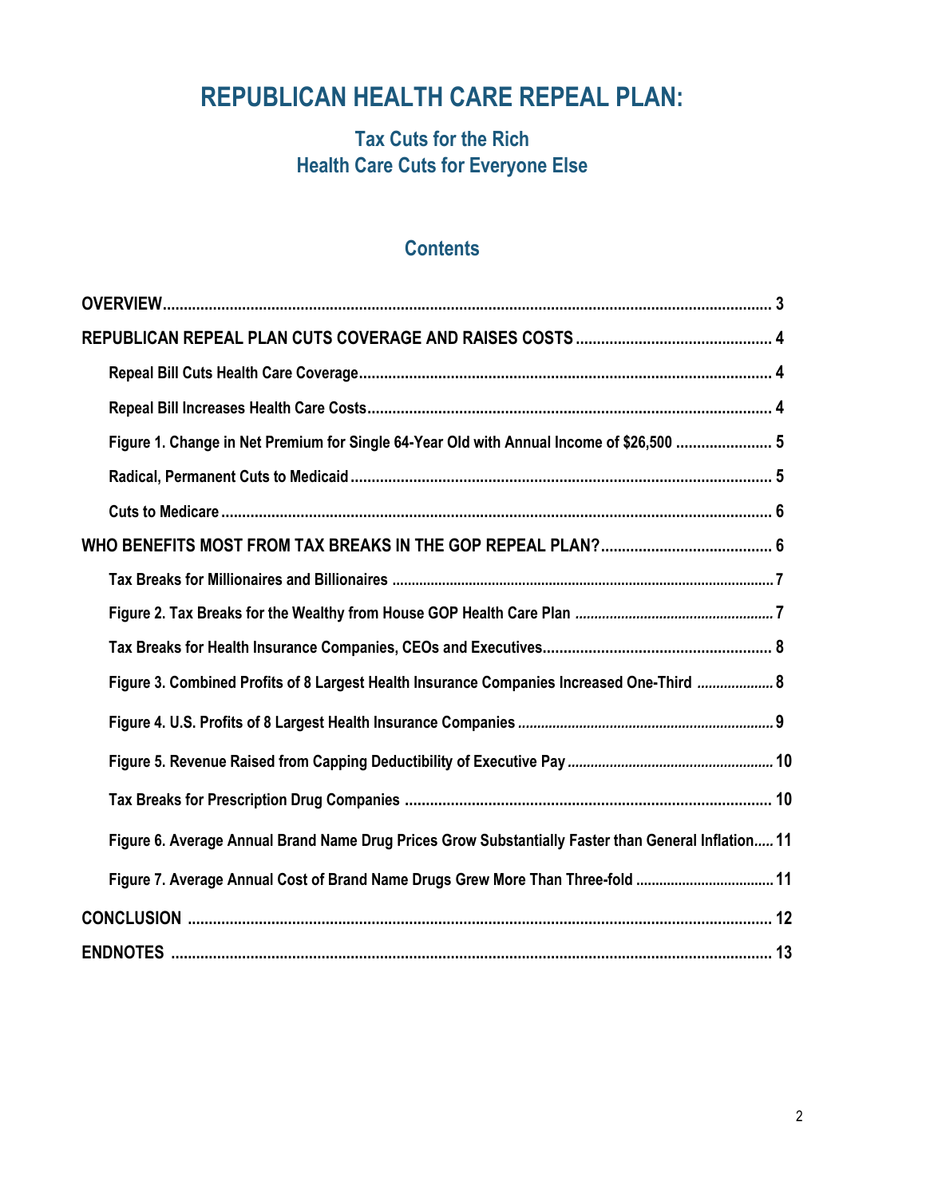# REPUBLICAN HEALTH CARE REPEAL PLAN:

## Tax Cuts for the Rich
## Health Care Cuts for Everyone Else

## Contents

**OVERVIEW** ........ 3

**REPUBLICAN REPEAL PLAN CUTS COVERAGE AND RAISES COSTS** ........ 4

- **Repeal Bill Cuts Health Care Coverage** ........ 4
- **Repeal Bill Increases Health Care Costs** ........ 4
- **Figure 1. Change in Net Premium for Single 64-Year Old with Annual Income of $26,500** ........ 5
- **Radical, Permanent Cuts to Medicaid** ........ 5
- **Cuts to Medicare** ........ 6

**WHO BENEFITS MOST FROM TAX BREAKS IN THE GOP REPEAL PLAN?** ........ 6

- **Tax Breaks for Millionaires and Billionaires** ........ 7
- **Figure 2. Tax Breaks for the Wealthy from House GOP Health Care Plan** ........ 7
- **Tax Breaks for Health Insurance Companies, CEOs and Executives** ........ 8
- **Figure 3. Combined Profits of 8 Largest Health Insurance Companies Increased One-Third** ........ 8
- **Figure 4. U.S. Profits of 8 Largest Health Insurance Companies** ........ 9
- **Figure 5. Revenue Raised from Capping Deductibility of Executive Pay** ........ 10
- **Tax Breaks for Prescription Drug Companies** ........ 10
- **Figure 6. Average Annual Brand Name Drug Prices Grow Substantially Faster than General Inflation** ........ 11
- **Figure 7. Average Annual Cost of Brand Name Drugs Grew More Than Three-fold** ........ 11

**CONCLUSION** ........ 12

**ENDNOTES** ........ 13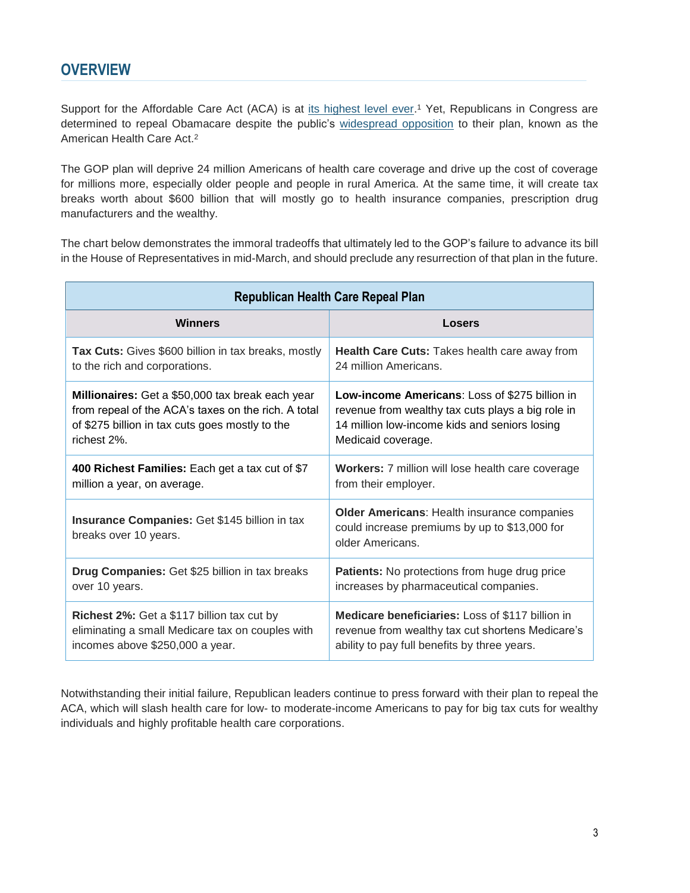## OVERVIEW

Support for the Affordable Care Act (ACA) is at its highest level ever.[1] Yet, Republicans in Congress are determined to repeal Obamacare despite the public's widespread opposition to their plan, known as the American Health Care Act.[2]

The GOP plan will deprive 24 million Americans of health care coverage and drive up the cost of coverage for millions more, especially older people and people in rural America. At the same time, it will create tax breaks worth about $600 billion that will mostly go to health insurance companies, prescription drug manufacturers and the wealthy.

The chart below demonstrates the immoral tradeoffs that ultimately led to the GOP's failure to advance its bill in the House of Representatives in mid-March, and should preclude any resurrection of that plan in the future.

| Republican Health Care Repeal Plan | |
|---|---|
| **Winners** | **Losers** |
| **Tax Cuts:** Gives $600 billion in tax breaks, mostly to the rich and corporations. | **Health Care Cuts:** Takes health care away from 24 million Americans. |
| **Millionaires:** Get a $50,000 tax break each year from repeal of the ACA's taxes on the rich. A total of $275 billion in tax cuts goes mostly to the richest 2%. | **Low-income Americans**: Loss of $275 billion in revenue from wealthy tax cuts plays a big role in 14 million low-income kids and seniors losing Medicaid coverage. |
| **400 Richest Families:** Each get a tax cut of $7 million a year, on average. | **Workers:** 7 million will lose health care coverage from their employer. |
| **Insurance Companies:** Get $145 billion in tax breaks over 10 years. | **Older Americans**: Health insurance companies could increase premiums by up to $13,000 for older Americans. |
| **Drug Companies:** Get $25 billion in tax breaks over 10 years. | **Patients:** No protections from huge drug price increases by pharmaceutical companies. |
| **Richest 2%:** Get a $117 billion tax cut by eliminating a small Medicare tax on couples with incomes above $250,000 a year. | **Medicare beneficiaries:** Loss of $117 billion in revenue from wealthy tax cut shortens Medicare's ability to pay full benefits by three years. |

Notwithstanding their initial failure, Republican leaders continue to press forward with their plan to repeal the ACA, which will slash health care for low- to moderate-income Americans to pay for big tax cuts for wealthy individuals and highly profitable health care corporations.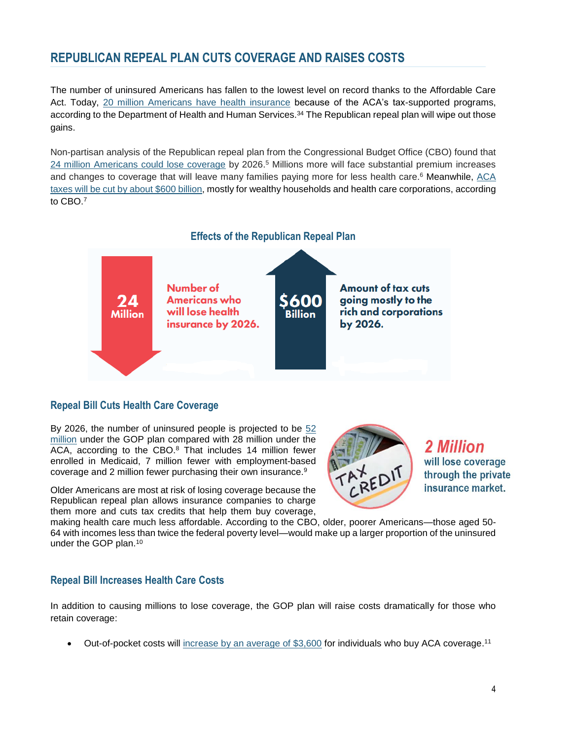## REPUBLICAN REPEAL PLAN CUTS COVERAGE AND RAISES COSTS

The number of uninsured Americans has fallen to the lowest level on record thanks to the Affordable Care Act. Today, 20 million Americans have health insurance because of the ACA's tax-supported programs, according to the Department of Health and Human Services.[34] The Republican repeal plan will wipe out those gains.

Non-partisan analysis of the Republican repeal plan from the Congressional Budget Office (CBO) found that 24 million Americans could lose coverage by 2026.[5] Millions more will face substantial premium increases and changes to coverage that will leave many families paying more for less health care.[6] Meanwhile, ACA taxes will be cut by about $600 billion, mostly for wealthy households and health care corporations, according to CBO.[7]

### Effects of the Republican Repeal Plan

**24 Million** — Number of Americans who will lose health insurance by 2026.

**$600 Billion** — Amount of tax cuts going mostly to the rich and corporations by 2026.

### Repeal Bill Cuts Health Care Coverage

By 2026, the number of uninsured people is projected to be 52 million under the GOP plan compared with 28 million under the ACA, according to the CBO.[8] That includes 14 million fewer enrolled in Medicaid, 7 million fewer with employment-based coverage and 2 million fewer purchasing their own insurance.[9]

*2 Million* will lose coverage through the private insurance market.

Older Americans are most at risk of losing coverage because the Republican repeal plan allows insurance companies to charge them more and cuts tax credits that help them buy coverage, making health care much less affordable. According to the CBO, older, poorer Americans—those aged 50-64 with incomes less than twice the federal poverty level—would make up a larger proportion of the uninsured under the GOP plan.[10]

### Repeal Bill Increases Health Care Costs

In addition to causing millions to lose coverage, the GOP plan will raise costs dramatically for those who retain coverage:

- Out-of-pocket costs will increase by an average of $3,600 for individuals who buy ACA coverage.[11]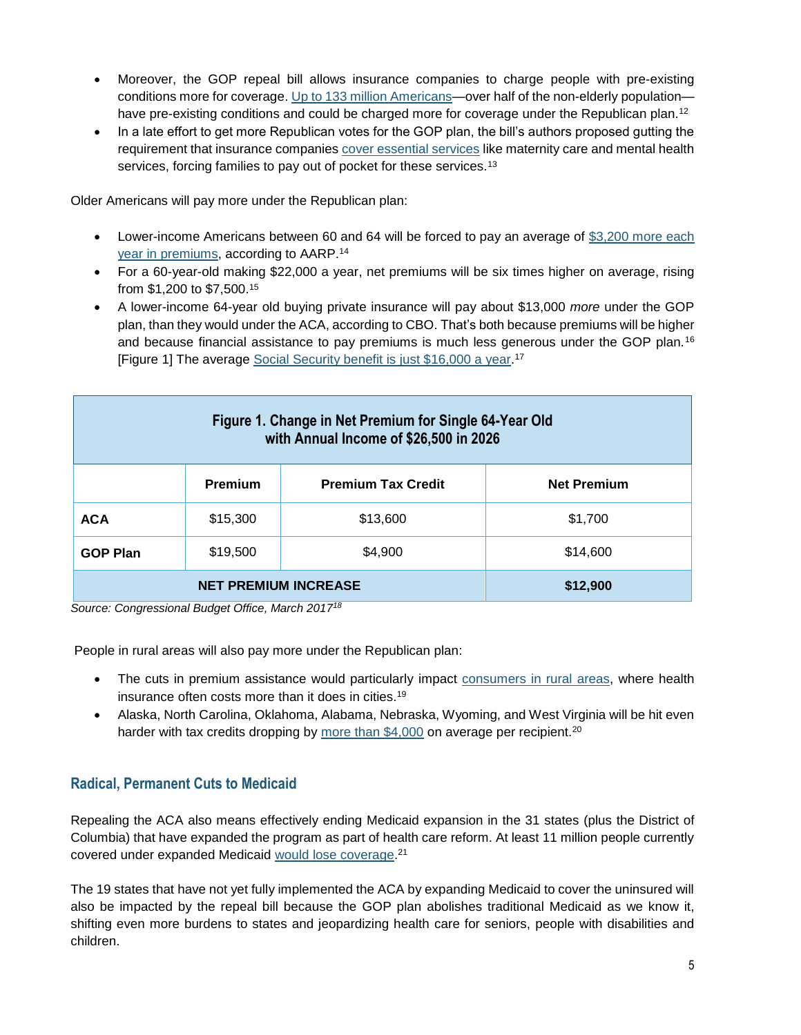- Moreover, the GOP repeal bill allows insurance companies to charge people with pre-existing conditions more for coverage. Up to 133 million Americans—over half of the non-elderly population—have pre-existing conditions and could be charged more for coverage under the Republican plan.[12]
- In a late effort to get more Republican votes for the GOP plan, the bill's authors proposed gutting the requirement that insurance companies cover essential services like maternity care and mental health services, forcing families to pay out of pocket for these services.[13]

Older Americans will pay more under the Republican plan:

- Lower-income Americans between 60 and 64 will be forced to pay an average of $3,200 more each year in premiums, according to AARP.[14]
- For a 60-year-old making $22,000 a year, net premiums will be six times higher on average, rising from $1,200 to $7,500.[15]
- A lower-income 64-year old buying private insurance will pay about $13,000 *more* under the GOP plan, than they would under the ACA, according to CBO. That's both because premiums will be higher and because financial assistance to pay premiums is much less generous under the GOP plan.[16] [Figure 1] The average Social Security benefit is just $16,000 a year.[17]

| Figure 1. Change in Net Premium for Single 64-Year Old with Annual Income of $26,500 in 2026 | | | |
|---|---|---|---|
| | **Premium** | **Premium Tax Credit** | **Net Premium** |
| **ACA** | $15,300 | $13,600 | $1,700 |
| **GOP Plan** | $19,500 | $4,900 | $14,600 |
| **NET PREMIUM INCREASE** | | | **$12,900** |

*Source: Congressional Budget Office, March 2017*[18]

People in rural areas will also pay more under the Republican plan:

- The cuts in premium assistance would particularly impact consumers in rural areas, where health insurance often costs more than it does in cities.[19]
- Alaska, North Carolina, Oklahoma, Alabama, Nebraska, Wyoming, and West Virginia will be hit even harder with tax credits dropping by more than $4,000 on average per recipient.[20]

## Radical, Permanent Cuts to Medicaid

Repealing the ACA also means effectively ending Medicaid expansion in the 31 states (plus the District of Columbia) that have expanded the program as part of health care reform. At least 11 million people currently covered under expanded Medicaid would lose coverage.[21]

The 19 states that have not yet fully implemented the ACA by expanding Medicaid to cover the uninsured will also be impacted by the repeal bill because the GOP plan abolishes traditional Medicaid as we know it, shifting even more burdens to states and jeopardizing health care for seniors, people with disabilities and children.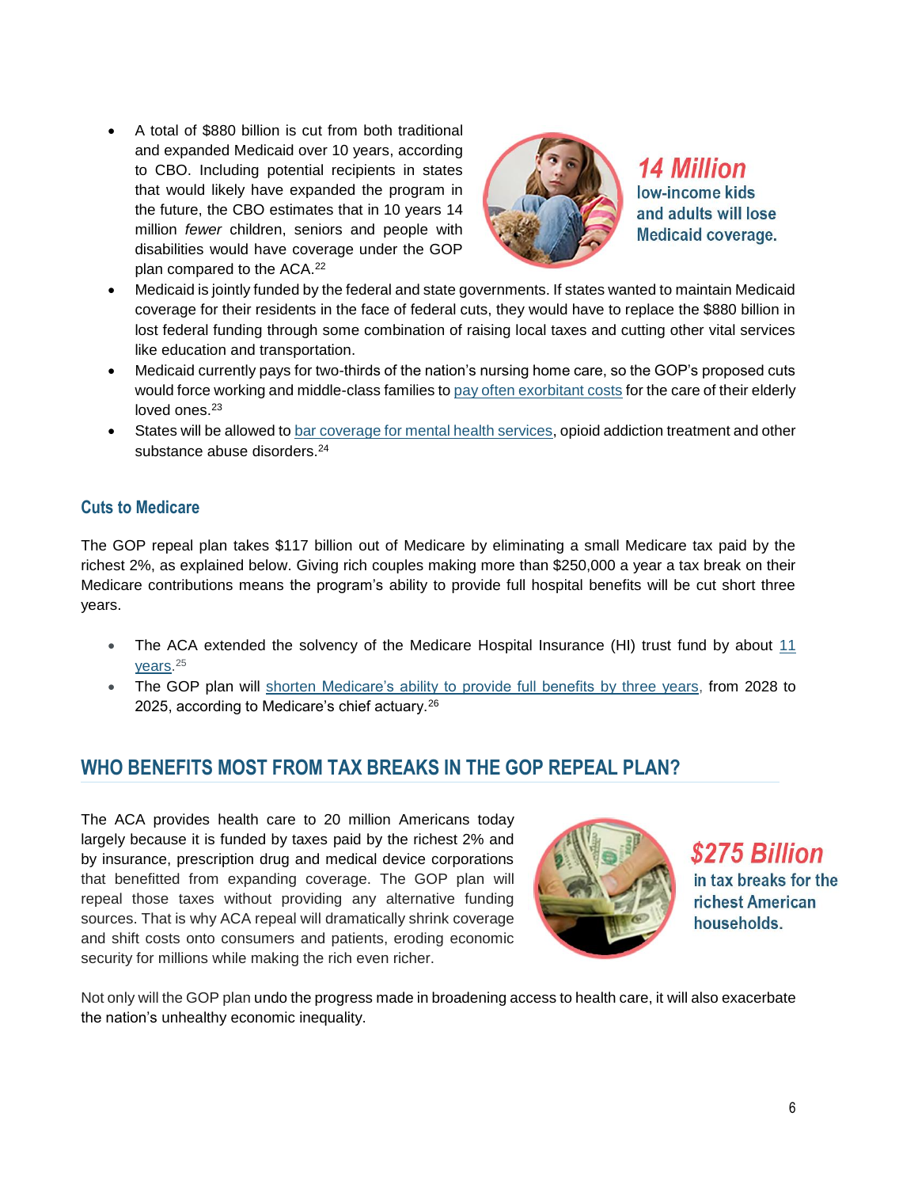- A total of $880 billion is cut from both traditional and expanded Medicaid over 10 years, according to CBO. Including potential recipients in states that would likely have expanded the program in the future, the CBO estimates that in 10 years 14 million *fewer* children, seniors and people with disabilities would have coverage under the GOP plan compared to the ACA.[22]

**14 Million** low-income kids and adults will lose Medicaid coverage.

- Medicaid is jointly funded by the federal and state governments. If states wanted to maintain Medicaid coverage for their residents in the face of federal cuts, they would have to replace the $880 billion in lost federal funding through some combination of raising local taxes and cutting other vital services like education and transportation.
- Medicaid currently pays for two-thirds of the nation's nursing home care, so the GOP's proposed cuts would force working and middle-class families to pay often exorbitant costs for the care of their elderly loved ones.[23]
- States will be allowed to bar coverage for mental health services, opioid addiction treatment and other substance abuse disorders.[24]

### Cuts to Medicare

The GOP repeal plan takes $117 billion out of Medicare by eliminating a small Medicare tax paid by the richest 2%, as explained below. Giving rich couples making more than $250,000 a year a tax break on their Medicare contributions means the program's ability to provide full hospital benefits will be cut short three years.

- The ACA extended the solvency of the Medicare Hospital Insurance (HI) trust fund by about 11 years.[25]
- The GOP plan will shorten Medicare's ability to provide full benefits by three years, from 2028 to 2025, according to Medicare's chief actuary.[26]

## WHO BENEFITS MOST FROM TAX BREAKS IN THE GOP REPEAL PLAN?

The ACA provides health care to 20 million Americans today largely because it is funded by taxes paid by the richest 2% and by insurance, prescription drug and medical device corporations that benefitted from expanding coverage. The GOP plan will repeal those taxes without providing any alternative funding sources. That is why ACA repeal will dramatically shrink coverage and shift costs onto consumers and patients, eroding economic security for millions while making the rich even richer.

**$275 Billion** in tax breaks for the richest American households.

Not only will the GOP plan undo the progress made in broadening access to health care, it will also exacerbate the nation's unhealthy economic inequality.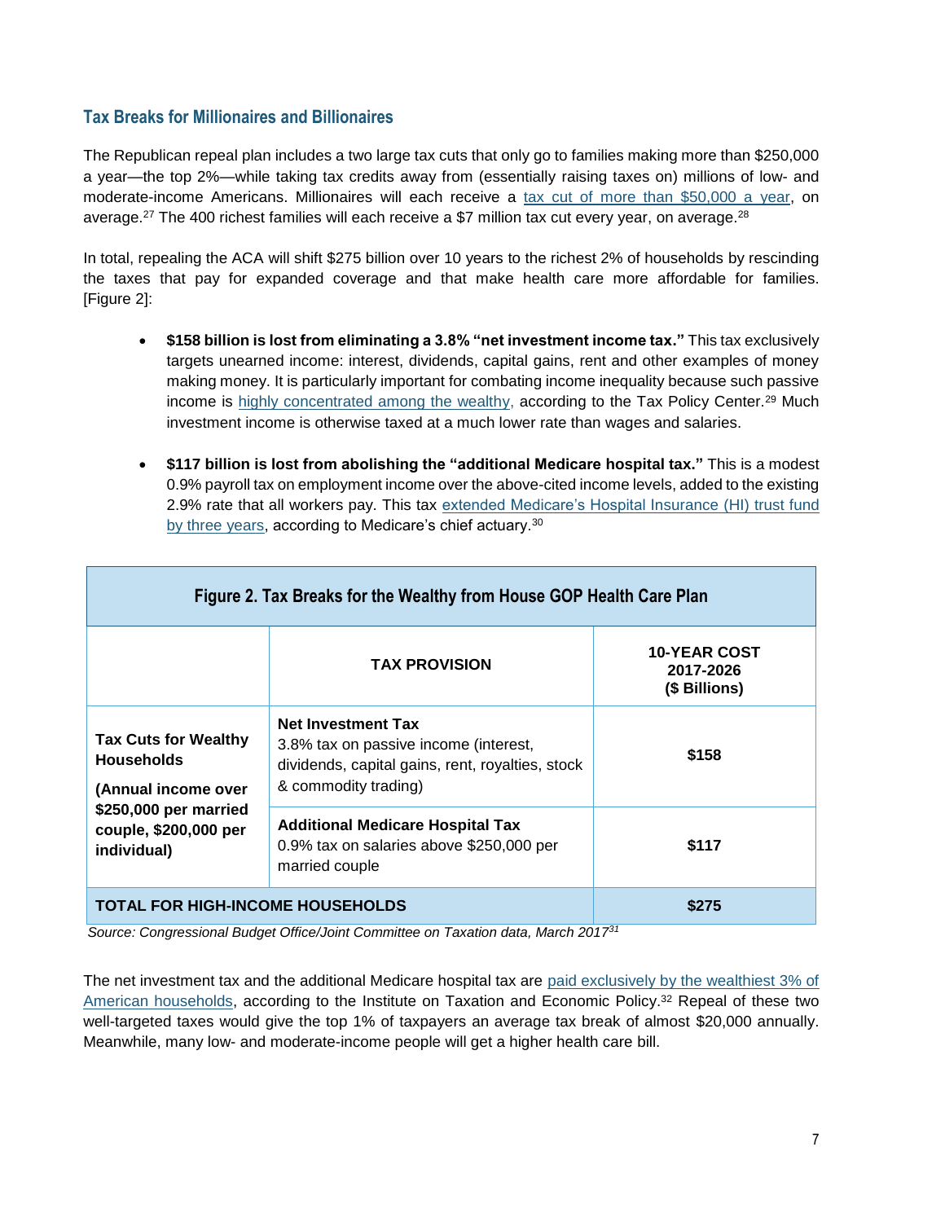## Tax Breaks for Millionaires and Billionaires

The Republican repeal plan includes a two large tax cuts that only go to families making more than $250,000 a year—the top 2%—while taking tax credits away from (essentially raising taxes on) millions of low- and moderate-income Americans. Millionaires will each receive a tax cut of more than $50,000 a year, on average.[27] The 400 richest families will each receive a $7 million tax cut every year, on average.[28]

In total, repealing the ACA will shift $275 billion over 10 years to the richest 2% of households by rescinding the taxes that pay for expanded coverage and that make health care more affordable for families. [Figure 2]:

- **$158 billion is lost from eliminating a 3.8% "net investment income tax."** This tax exclusively targets unearned income: interest, dividends, capital gains, rent and other examples of money making money. It is particularly important for combating income inequality because such passive income is highly concentrated among the wealthy, according to the Tax Policy Center.[29] Much investment income is otherwise taxed at a much lower rate than wages and salaries.

- **$117 billion is lost from abolishing the "additional Medicare hospital tax."** This is a modest 0.9% payroll tax on employment income over the above-cited income levels, added to the existing 2.9% rate that all workers pay. This tax extended Medicare's Hospital Insurance (HI) trust fund by three years, according to Medicare's chief actuary.[30]

| Figure 2. Tax Breaks for the Wealthy from House GOP Health Care Plan | | |
|---|---|---|
| | **TAX PROVISION** | **10-YEAR COST 2017-2026 ($ Billions)** |
| **Tax Cuts for Wealthy Households** **(Annual income over $250,000 per married couple, $200,000 per individual)** | **Net Investment Tax** 3.8% tax on passive income (interest, dividends, capital gains, rent, royalties, stock & commodity trading) | **$158** |
| | **Additional Medicare Hospital Tax** 0.9% tax on salaries above $250,000 per married couple | **$117** |
| **TOTAL FOR HIGH-INCOME HOUSEHOLDS** | | **$275** |

*Source: Congressional Budget Office/Joint Committee on Taxation data, March 2017*[31]

The net investment tax and the additional Medicare hospital tax are paid exclusively by the wealthiest 3% of American households, according to the Institute on Taxation and Economic Policy.[32] Repeal of these two well-targeted taxes would give the top 1% of taxpayers an average tax break of almost $20,000 annually. Meanwhile, many low- and moderate-income people will get a higher health care bill.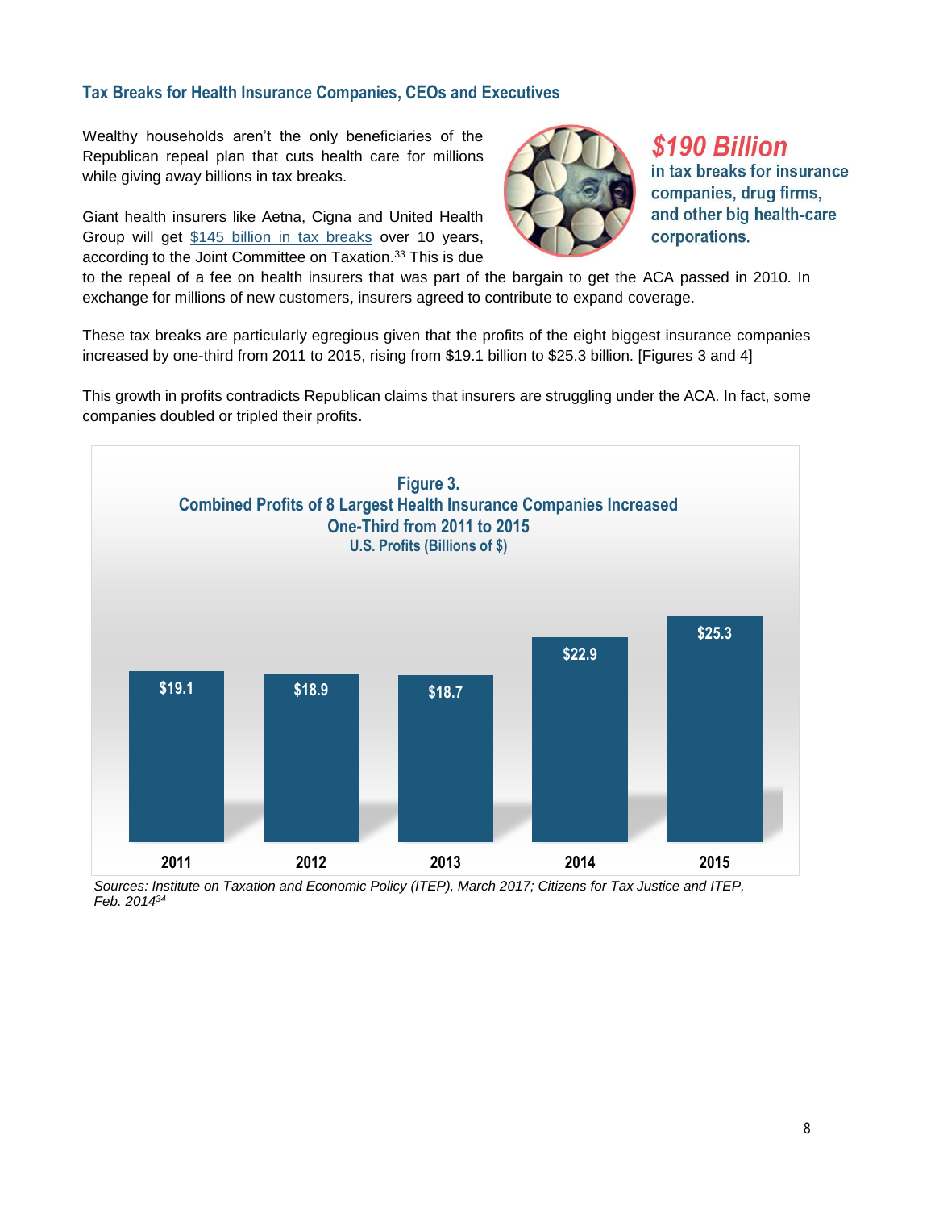## Tax Breaks for Health Insurance Companies, CEOs and Executives

Wealthy households aren't the only beneficiaries of the Republican repeal plan that cuts health care for millions while giving away billions in tax breaks.

***$190 Billion*** **in tax breaks for insurance companies, drug firms, and other big health-care corporations.**

Giant health insurers like Aetna, Cigna and United Health Group will get [$145 billion in tax breaks] over 10 years, according to the Joint Committee on Taxation.[33] This is due to the repeal of a fee on health insurers that was part of the bargain to get the ACA passed in 2010. In exchange for millions of new customers, insurers agreed to contribute to expand coverage.

These tax breaks are particularly egregious given that the profits of the eight biggest insurance companies increased by one-third from 2011 to 2015, rising from $19.1 billion to $25.3 billion. [Figures 3 and 4]

This growth in profits contradicts Republican claims that insurers are struggling under the ACA. In fact, some companies doubled or tripled their profits.

**Figure 3.**
**Combined Profits of 8 Largest Health Insurance Companies Increased One-Third from 2011 to 2015**
**U.S. Profits (Billions of $)**

| 2011 | 2012 | 2013 | 2014 | 2015 |
|---|---|---|---|---|
| $19.1 | $18.9 | $18.7 | $22.9 | $25.3 |

*Sources: Institute on Taxation and Economic Policy (ITEP), March 2017; Citizens for Tax Justice and ITEP, Feb. 2014*[34]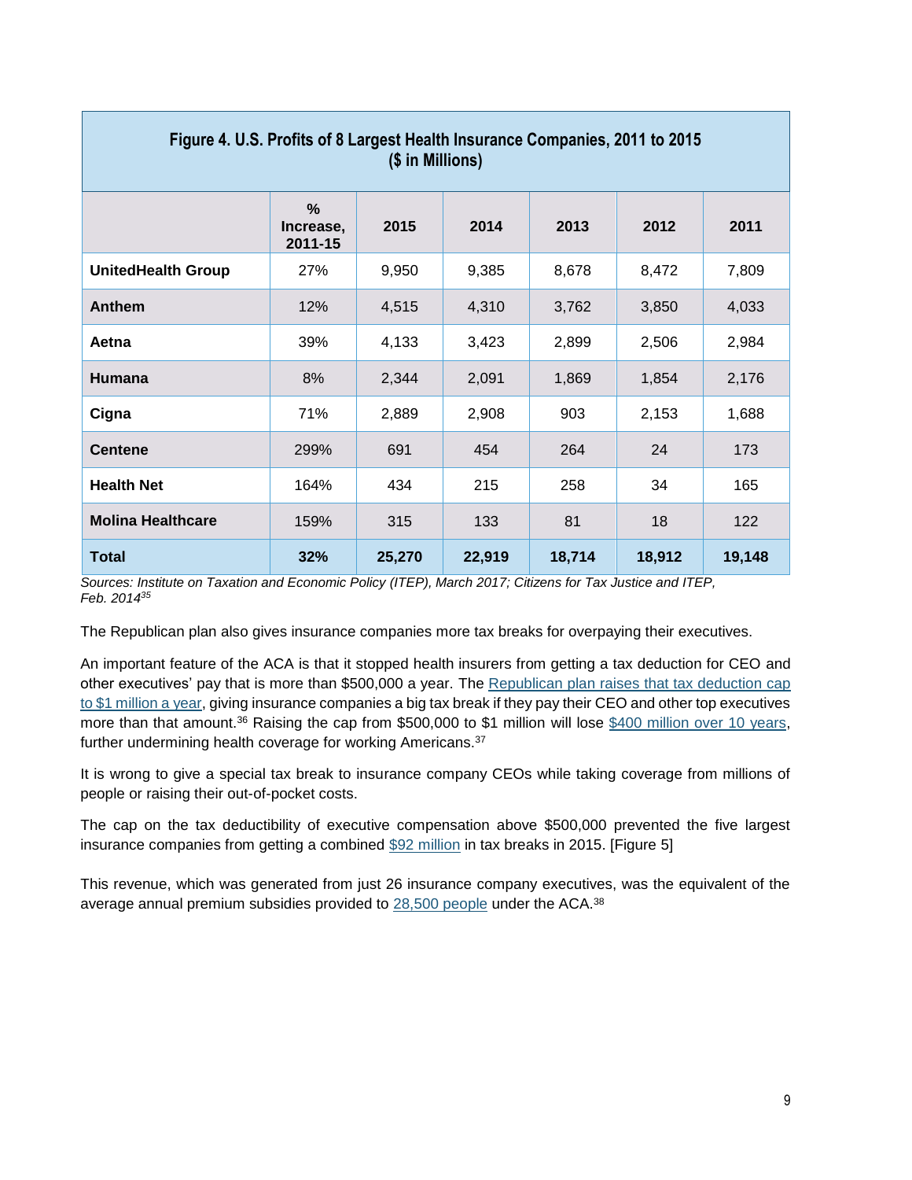**Figure 4. U.S. Profits of 8 Largest Health Insurance Companies, 2011 to 2015 ($ in Millions)**

| | % Increase, 2011-15 | 2015 | 2014 | 2013 | 2012 | 2011 |
|---|---|---|---|---|---|---|
| **UnitedHealth Group** | 27% | 9,950 | 9,385 | 8,678 | 8,472 | 7,809 |
| **Anthem** | 12% | 4,515 | 4,310 | 3,762 | 3,850 | 4,033 |
| **Aetna** | 39% | 4,133 | 3,423 | 2,899 | 2,506 | 2,984 |
| **Humana** | 8% | 2,344 | 2,091 | 1,869 | 1,854 | 2,176 |
| **Cigna** | 71% | 2,889 | 2,908 | 903 | 2,153 | 1,688 |
| **Centene** | 299% | 691 | 454 | 264 | 24 | 173 |
| **Health Net** | 164% | 434 | 215 | 258 | 34 | 165 |
| **Molina Healthcare** | 159% | 315 | 133 | 81 | 18 | 122 |
| **Total** | **32%** | **25,270** | **22,919** | **18,714** | **18,912** | **19,148** |

*Sources: Institute on Taxation and Economic Policy (ITEP), March 2017; Citizens for Tax Justice and ITEP, Feb. 2014*[35]

The Republican plan also gives insurance companies more tax breaks for overpaying their executives.

An important feature of the ACA is that it stopped health insurers from getting a tax deduction for CEO and other executives' pay that is more than $500,000 a year. The Republican plan raises that tax deduction cap to $1 million a year, giving insurance companies a big tax break if they pay their CEO and other top executives more than that amount.[36] Raising the cap from $500,000 to $1 million will lose $400 million over 10 years, further undermining health coverage for working Americans.[37]

It is wrong to give a special tax break to insurance company CEOs while taking coverage from millions of people or raising their out-of-pocket costs.

The cap on the tax deductibility of executive compensation above $500,000 prevented the five largest insurance companies from getting a combined $92 million in tax breaks in 2015. [Figure 5]

This revenue, which was generated from just 26 insurance company executives, was the equivalent of the average annual premium subsidies provided to 28,500 people under the ACA.[38]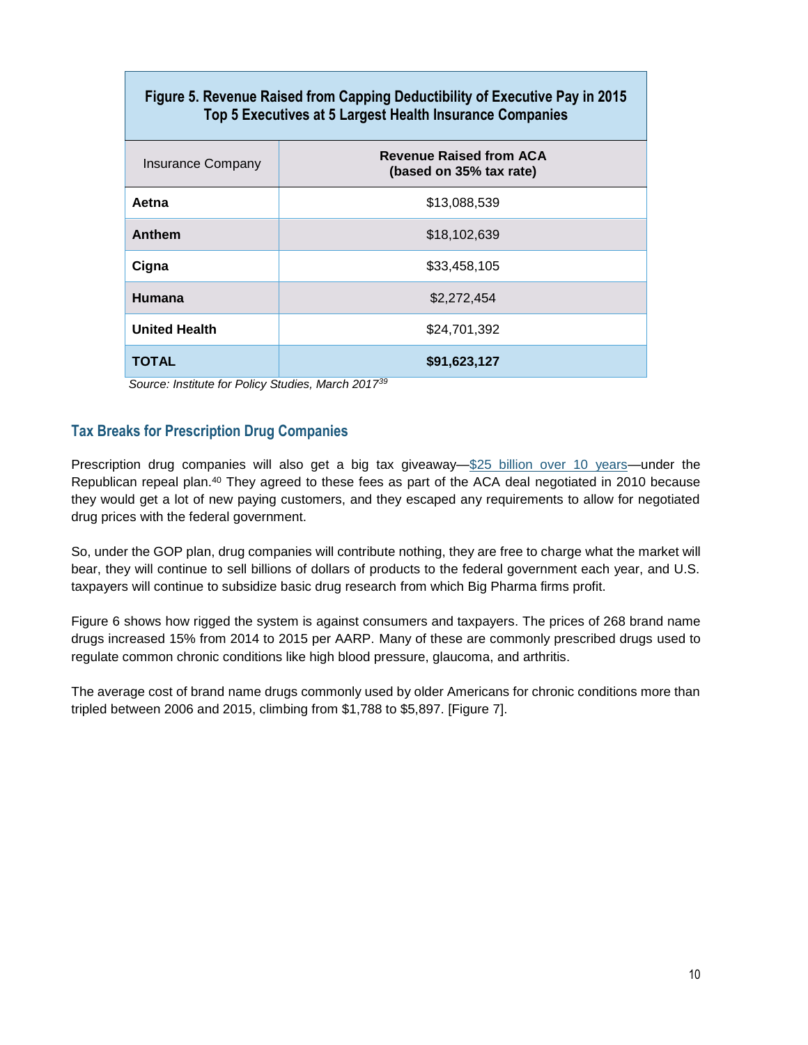**Figure 5. Revenue Raised from Capping Deductibility of Executive Pay in 2015**
**Top 5 Executives at 5 Largest Health Insurance Companies**

| Insurance Company | Revenue Raised from ACA (based on 35% tax rate) |
|---|---|
| **Aetna** | $13,088,539 |
| **Anthem** | $18,102,639 |
| **Cigna** | $33,458,105 |
| **Humana** | $2,272,454 |
| **United Health** | $24,701,392 |
| **TOTAL** | **$91,623,127** |

*Source: Institute for Policy Studies, March 2017*[39]

## Tax Breaks for Prescription Drug Companies

Prescription drug companies will also get a big tax giveaway—$25 billion over 10 years—under the Republican repeal plan.[40] They agreed to these fees as part of the ACA deal negotiated in 2010 because they would get a lot of new paying customers, and they escaped any requirements to allow for negotiated drug prices with the federal government.

So, under the GOP plan, drug companies will contribute nothing, they are free to charge what the market will bear, they will continue to sell billions of dollars of products to the federal government each year, and U.S. taxpayers will continue to subsidize basic drug research from which Big Pharma firms profit.

Figure 6 shows how rigged the system is against consumers and taxpayers. The prices of 268 brand name drugs increased 15% from 2014 to 2015 per AARP. Many of these are commonly prescribed drugs used to regulate common chronic conditions like high blood pressure, glaucoma, and arthritis.

The average cost of brand name drugs commonly used by older Americans for chronic conditions more than tripled between 2006 and 2015, climbing from $1,788 to $5,897. [Figure 7].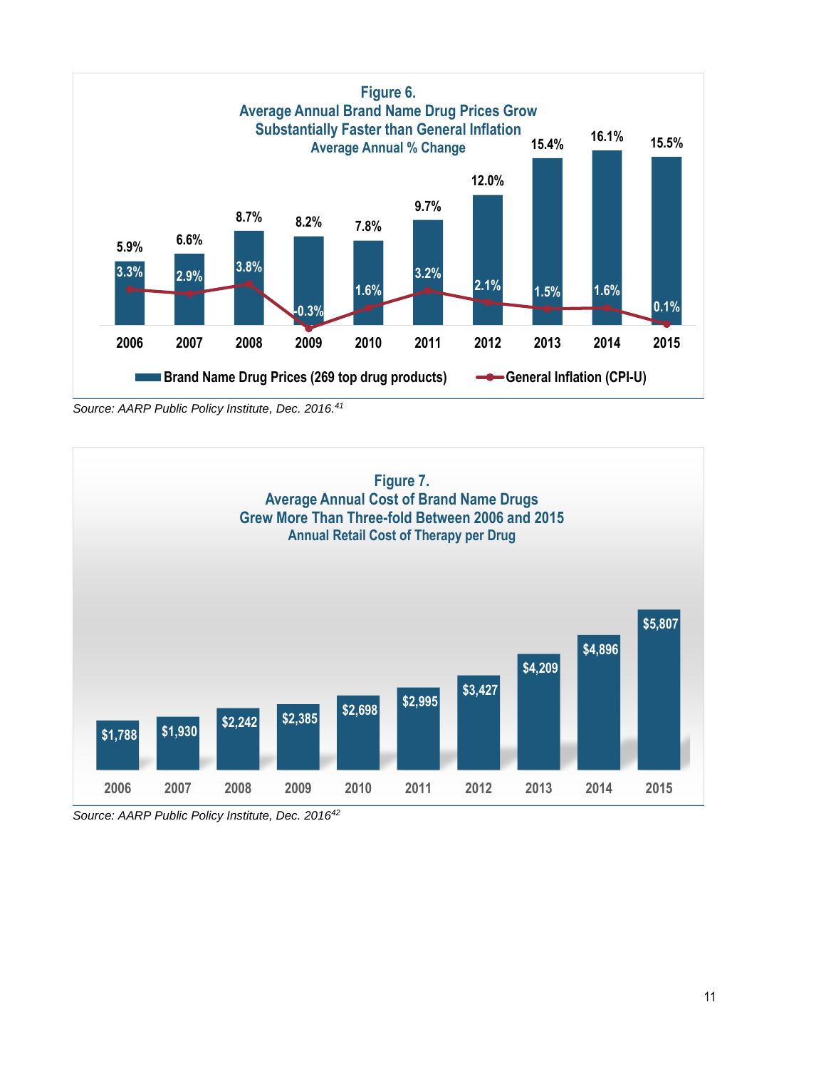**Figure 6.**
**Average Annual Brand Name Drug Prices Grow Substantially Faster than General Inflation**
Average Annual % Change

| Year | Brand Name Drug Prices (269 top drug products) | General Inflation (CPI-U) |
|---|---|---|
| 2006 | 5.9% | 3.3% |
| 2007 | 6.6% | 2.9% |
| 2008 | 8.7% | 3.8% |
| 2009 | 8.2% | -0.3% |
| 2010 | 7.8% | 1.6% |
| 2011 | 9.7% | 3.2% |
| 2012 | 12.0% | 2.1% |
| 2013 | 15.4% | 1.5% |
| 2014 | 16.1% | 1.6% |
| 2015 | 15.5% | 0.1% |

*Source: AARP Public Policy Institute, Dec. 2016.[41]*

**Figure 7.**
**Average Annual Cost of Brand Name Drugs Grew More Than Three-fold Between 2006 and 2015**
Annual Retail Cost of Therapy per Drug

| Year | Annual Retail Cost of Therapy per Drug |
|---|---|
| 2006 | $1,788 |
| 2007 | $1,930 |
| 2008 | $2,242 |
| 2009 | $2,385 |
| 2010 | $2,698 |
| 2011 | $2,995 |
| 2012 | $3,427 |
| 2013 | $4,209 |
| 2014 | $4,896 |
| 2015 | $5,807 |

*Source: AARP Public Policy Institute, Dec. 2016[42]*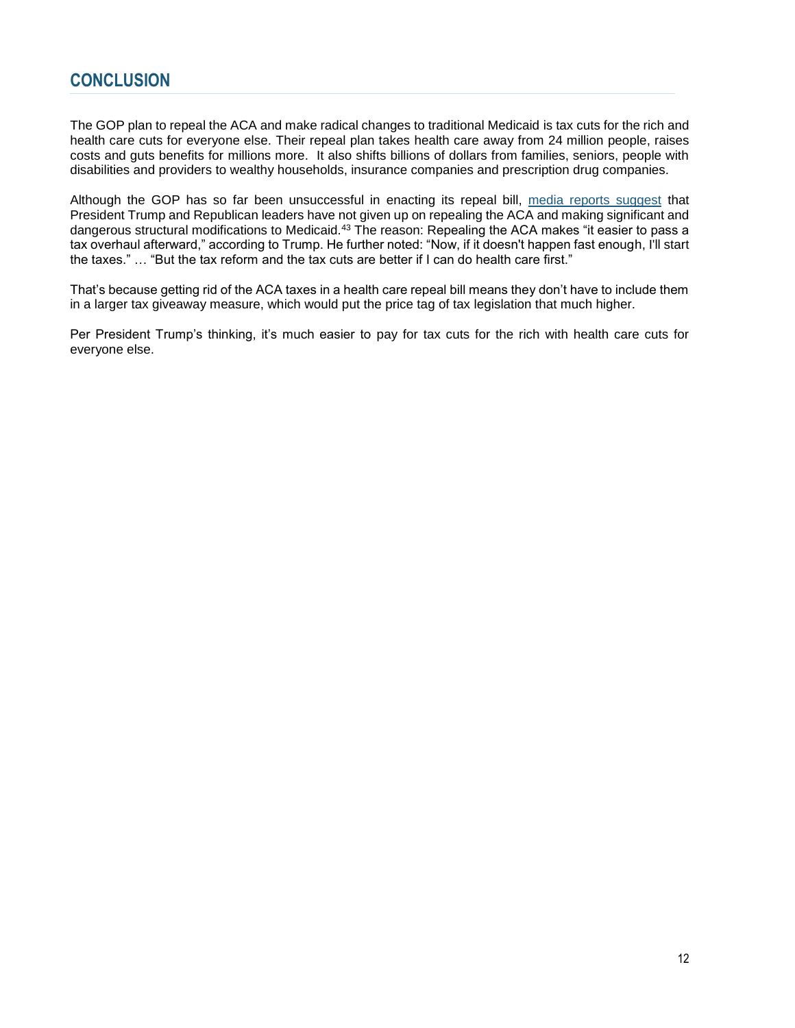## CONCLUSION

The GOP plan to repeal the ACA and make radical changes to traditional Medicaid is tax cuts for the rich and health care cuts for everyone else. Their repeal plan takes health care away from 24 million people, raises costs and guts benefits for millions more. It also shifts billions of dollars from families, seniors, people with disabilities and providers to wealthy households, insurance companies and prescription drug companies.

Although the GOP has so far been unsuccessful in enacting its repeal bill, media reports suggest that President Trump and Republican leaders have not given up on repealing the ACA and making significant and dangerous structural modifications to Medicaid.[43] The reason: Repealing the ACA makes "it easier to pass a tax overhaul afterward," according to Trump. He further noted: "Now, if it doesn't happen fast enough, I'll start the taxes." … "But the tax reform and the tax cuts are better if I can do health care first."

That's because getting rid of the ACA taxes in a health care repeal bill means they don't have to include them in a larger tax giveaway measure, which would put the price tag of tax legislation that much higher.

Per President Trump's thinking, it's much easier to pay for tax cuts for the rich with health care cuts for everyone else.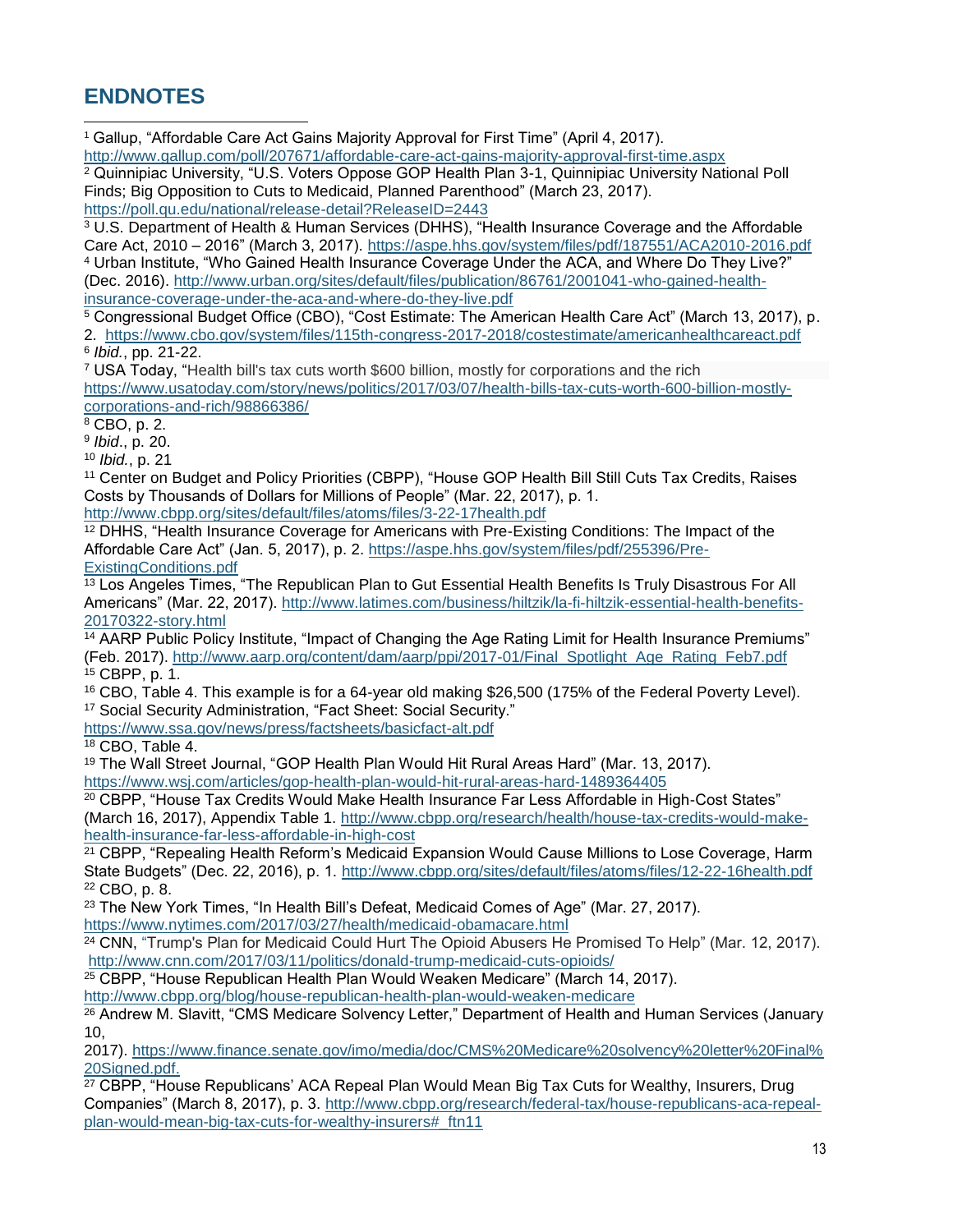## ENDNOTES

[1] Gallup, "Affordable Care Act Gains Majority Approval for First Time" (April 4, 2017). http://www.gallup.com/poll/207671/affordable-care-act-gains-majority-approval-first-time.aspx

[2] Quinnipiac University, "U.S. Voters Oppose GOP Health Plan 3-1, Quinnipiac University National Poll Finds; Big Opposition to Cuts to Medicaid, Planned Parenthood" (March 23, 2017). https://poll.qu.edu/national/release-detail?ReleaseID=2443

[3] U.S. Department of Health & Human Services (DHHS), "Health Insurance Coverage and the Affordable Care Act, 2010 – 2016" (March 3, 2017). https://aspe.hhs.gov/system/files/pdf/187551/ACA2010-2016.pdf

[4] Urban Institute, "Who Gained Health Insurance Coverage Under the ACA, and Where Do They Live?" (Dec. 2016). http://www.urban.org/sites/default/files/publication/86761/2001041-who-gained-health-insurance-coverage-under-the-aca-and-where-do-they-live.pdf

[5] Congressional Budget Office (CBO), "Cost Estimate: The American Health Care Act" (March 13, 2017), p. 2. https://www.cbo.gov/system/files/115th-congress-2017-2018/costestimate/americanhealthcareact.pdf

[6] *Ibid.*, pp. 21-22.

[7] USA Today, "Health bill's tax cuts worth $600 billion, mostly for corporations and the rich https://www.usatoday.com/story/news/politics/2017/03/07/health-bills-tax-cuts-worth-600-billion-mostly-corporations-and-rich/98866386/

[8] CBO, p. 2.

[9] *Ibid*., p. 20.

[10] *Ibid.*, p. 21

[11] Center on Budget and Policy Priorities (CBPP), "House GOP Health Bill Still Cuts Tax Credits, Raises Costs by Thousands of Dollars for Millions of People" (Mar. 22, 2017), p. 1. http://www.cbpp.org/sites/default/files/atoms/files/3-22-17health.pdf

[12] DHHS, "Health Insurance Coverage for Americans with Pre-Existing Conditions: The Impact of the Affordable Care Act" (Jan. 5, 2017), p. 2. https://aspe.hhs.gov/system/files/pdf/255396/Pre-ExistingConditions.pdf

[13] Los Angeles Times, "The Republican Plan to Gut Essential Health Benefits Is Truly Disastrous For All Americans" (Mar. 22, 2017). http://www.latimes.com/business/hiltzik/la-fi-hiltzik-essential-health-benefits-20170322-story.html

[14] AARP Public Policy Institute, "Impact of Changing the Age Rating Limit for Health Insurance Premiums" (Feb. 2017). http://www.aarp.org/content/dam/aarp/ppi/2017-01/Final_Spotlight_Age_Rating_Feb7.pdf

[15] CBPP, p. 1.

[16] CBO, Table 4. This example is for a 64-year old making $26,500 (175% of the Federal Poverty Level).

[17] Social Security Administration, "Fact Sheet: Social Security." https://www.ssa.gov/news/press/factsheets/basicfact-alt.pdf

[18] CBO, Table 4.

[19] The Wall Street Journal, "GOP Health Plan Would Hit Rural Areas Hard" (Mar. 13, 2017). https://www.wsj.com/articles/gop-health-plan-would-hit-rural-areas-hard-1489364405

[20] CBPP, "House Tax Credits Would Make Health Insurance Far Less Affordable in High-Cost States" (March 16, 2017), Appendix Table 1. http://www.cbpp.org/research/health/house-tax-credits-would-make-health-insurance-far-less-affordable-in-high-cost

[21] CBPP, "Repealing Health Reform's Medicaid Expansion Would Cause Millions to Lose Coverage, Harm State Budgets" (Dec. 22, 2016), p. 1. http://www.cbpp.org/sites/default/files/atoms/files/12-22-16health.pdf

[22] CBO, p. 8.

[23] The New York Times, "In Health Bill's Defeat, Medicaid Comes of Age" (Mar. 27, 2017). https://www.nytimes.com/2017/03/27/health/medicaid-obamacare.html

[24] CNN, "Trump's Plan for Medicaid Could Hurt The Opioid Abusers He Promised To Help" (Mar. 12, 2017). http://www.cnn.com/2017/03/11/politics/donald-trump-medicaid-cuts-opioids/

[25] CBPP, "House Republican Health Plan Would Weaken Medicare" (March 14, 2017). http://www.cbpp.org/blog/house-republican-health-plan-would-weaken-medicare

[26] Andrew M. Slavitt, "CMS Medicare Solvency Letter," Department of Health and Human Services (January 10, 2017). https://www.finance.senate.gov/imo/media/doc/CMS%20Medicare%20solvency%20letter%20Final%20Signed.pdf.

[27] CBPP, "House Republicans' ACA Repeal Plan Would Mean Big Tax Cuts for Wealthy, Insurers, Drug Companies" (March 8, 2017), p. 3. http://www.cbpp.org/research/federal-tax/house-republicans-aca-repeal-plan-would-mean-big-tax-cuts-for-wealthy-insurers#_ftn11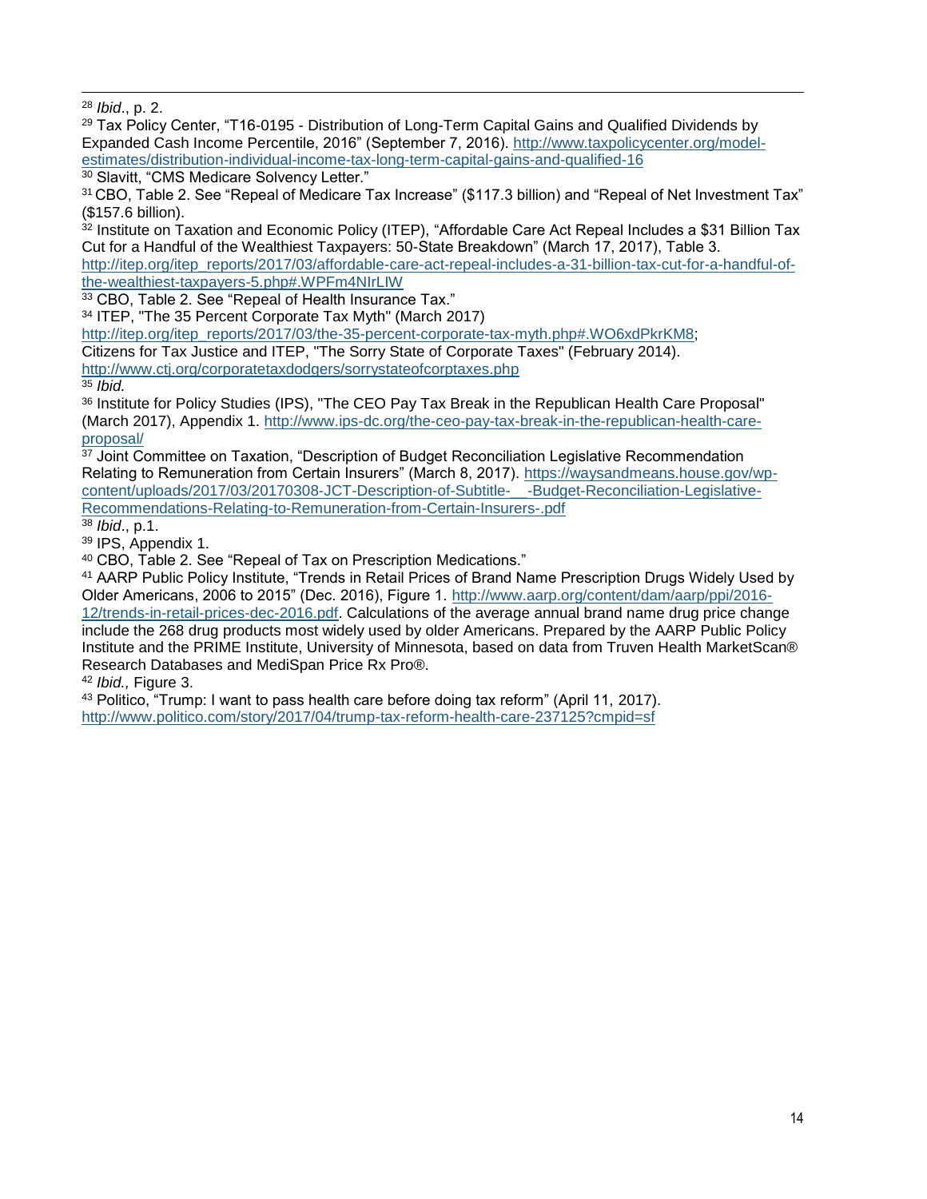[28] *Ibid*., p. 2.

[29] Tax Policy Center, "T16-0195 - Distribution of Long-Term Capital Gains and Qualified Dividends by Expanded Cash Income Percentile, 2016" (September 7, 2016). http://www.taxpolicycenter.org/model-estimates/distribution-individual-income-tax-long-term-capital-gains-and-qualified-16

[30] Slavitt, "CMS Medicare Solvency Letter."

[31] CBO, Table 2. See "Repeal of Medicare Tax Increase" ($117.3 billion) and "Repeal of Net Investment Tax" ($157.6 billion).

[32] Institute on Taxation and Economic Policy (ITEP), "Affordable Care Act Repeal Includes a $31 Billion Tax Cut for a Handful of the Wealthiest Taxpayers: 50-State Breakdown" (March 17, 2017), Table 3. http://itep.org/itep_reports/2017/03/affordable-care-act-repeal-includes-a-31-billion-tax-cut-for-a-handful-of-the-wealthiest-taxpayers-5.php#.WPFm4NIrLIW

[33] CBO, Table 2. See "Repeal of Health Insurance Tax."

[34] ITEP, "The 35 Percent Corporate Tax Myth" (March 2017) http://itep.org/itep_reports/2017/03/the-35-percent-corporate-tax-myth.php#.WO6xdPkrKM8; Citizens for Tax Justice and ITEP, "The Sorry State of Corporate Taxes" (February 2014). http://www.ctj.org/corporatetaxdodgers/sorrystateofcorptaxes.php

[35] *Ibid.*

[36] Institute for Policy Studies (IPS), "The CEO Pay Tax Break in the Republican Health Care Proposal" (March 2017), Appendix 1. http://www.ips-dc.org/the-ceo-pay-tax-break-in-the-republican-health-care-proposal/

[37] Joint Committee on Taxation, "Description of Budget Reconciliation Legislative Recommendation Relating to Remuneration from Certain Insurers" (March 8, 2017). https://waysandmeans.house.gov/wp-content/uploads/2017/03/20170308-JCT-Description-of-Subtitle-__-Budget-Reconciliation-Legislative-Recommendations-Relating-to-Remuneration-from-Certain-Insurers-.pdf

[38] *Ibid*., p.1.

[39] IPS, Appendix 1.

[40] CBO, Table 2. See "Repeal of Tax on Prescription Medications."

[41] AARP Public Policy Institute, "Trends in Retail Prices of Brand Name Prescription Drugs Widely Used by Older Americans, 2006 to 2015" (Dec. 2016), Figure 1. http://www.aarp.org/content/dam/aarp/ppi/2016-12/trends-in-retail-prices-dec-2016.pdf. Calculations of the average annual brand name drug price change include the 268 drug products most widely used by older Americans. Prepared by the AARP Public Policy Institute and the PRIME Institute, University of Minnesota, based on data from Truven Health MarketScan® Research Databases and MediSpan Price Rx Pro®.

[42] *Ibid.,* Figure 3.

[43] Politico, "Trump: I want to pass health care before doing tax reform" (April 11, 2017). http://www.politico.com/story/2017/04/trump-tax-reform-health-care-237125?cmpid=sf